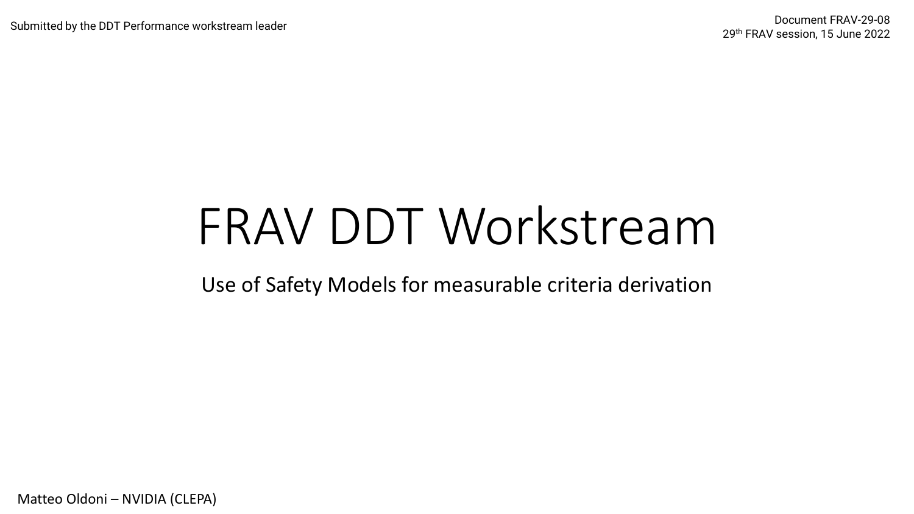Submitted by the DDT Performance workstream leader

Document FRAV-29-08
29th FRAV session, 15 June 2022

# FRAV DDT Workstream

Use of Safety Models for measurable criteria derivation

Matteo Oldoni – NVIDIA (CLEPA)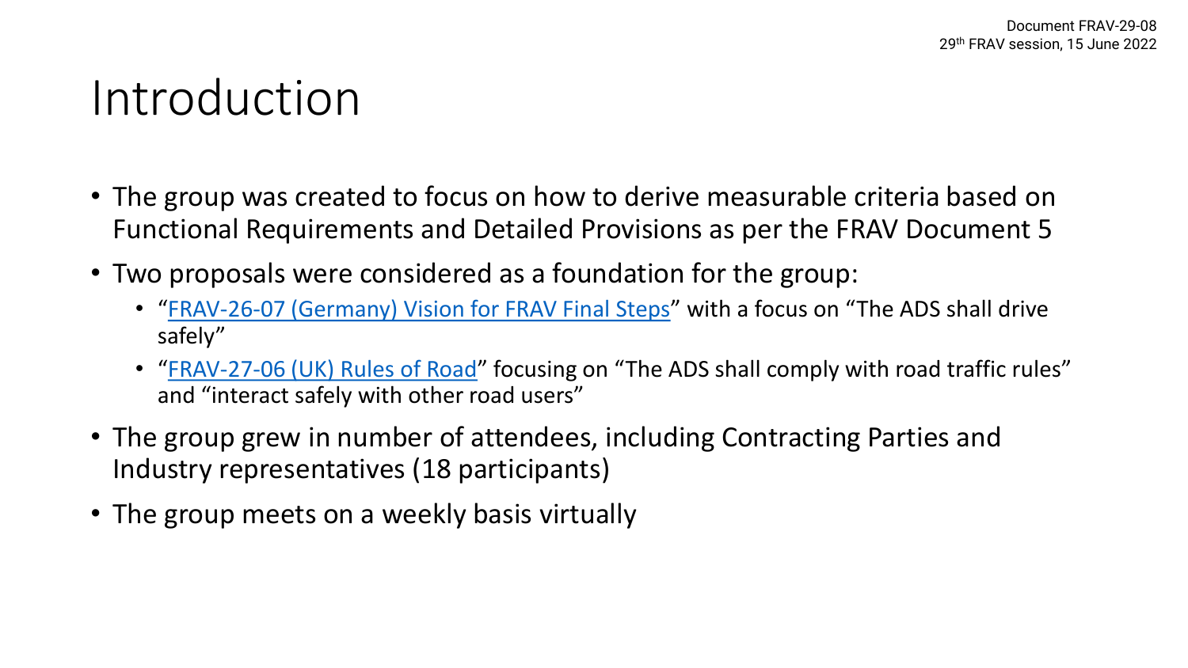# Introduction

- The group was created to focus on how to derive measurable criteria based on Functional Requirements and Detailed Provisions as per the FRAV Document 5
- Two proposals were considered as a foundation for the group:
  - "FRAV-26-07 (Germany) Vision for FRAV Final Steps" with a focus on "The ADS shall drive safely"
  - "FRAV-27-06 (UK) Rules of Road" focusing on "The ADS shall comply with road traffic rules" and "interact safely with other road users"
- The group grew in number of attendees, including Contracting Parties and Industry representatives (18 participants)
- The group meets on a weekly basis virtually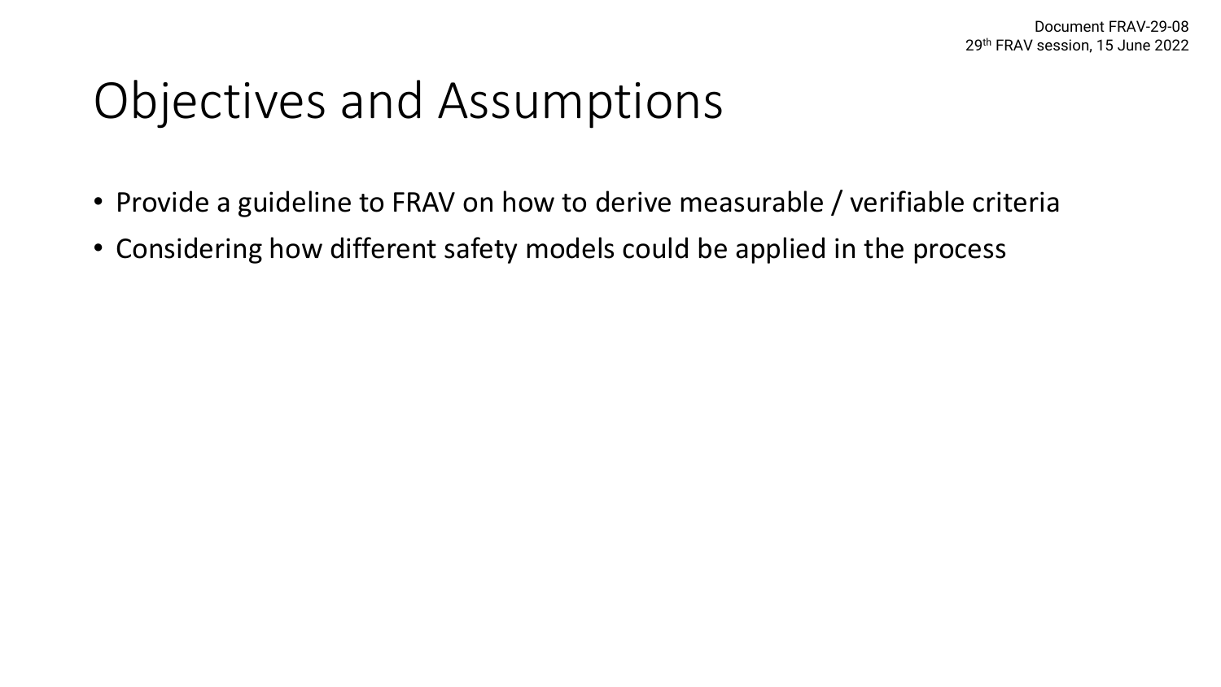# Objectives and Assumptions

- Provide a guideline to FRAV on how to derive measurable / verifiable criteria
- Considering how different safety models could be applied in the process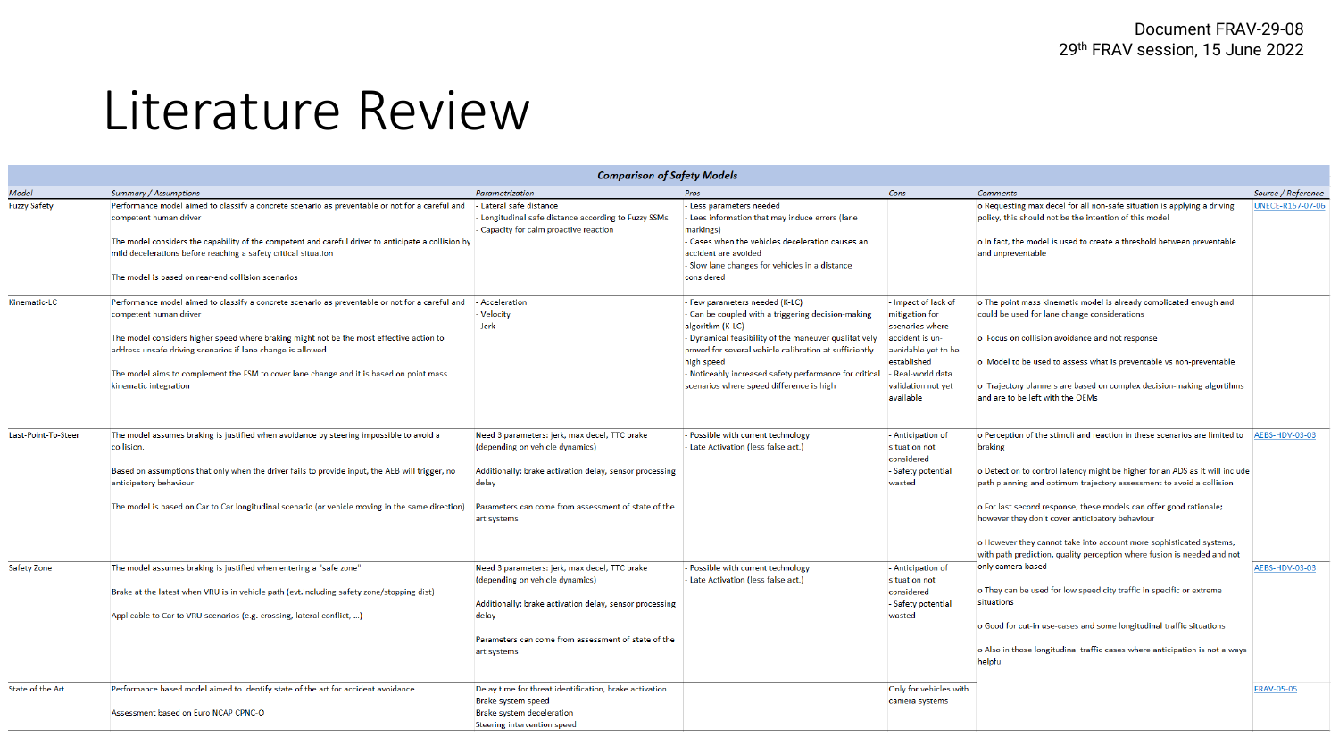# Literature Review

| *Comparison of Safety Models* | | | | | | |
|---|---|---|---|---|---|---|
| *Model* | *Summary / Assumptions* | *Parametrization* | *Pros* | *Cons* | *Comments* | *Source / Reference* |
| Fuzzy Safety | Performance model aimed to classify a concrete scenario as preventable or not for a careful and competent human driver<br><br>The model considers the capability of the competent and careful driver to anticipate a collision by mild decelerations before reaching a safety critical situation<br><br>The model is based on rear-end collision scenarios | - Lateral safe distance<br>- Longitudinal safe distance according to Fuzzy SSMs<br>- Capacity for calm proactive reaction | - Less parameters needed<br>- Lees information that may induce errors (lane markings)<br>- Cases when the vehicles deceleration causes an accident are avoided<br>- Slow lane changes for vehicles in a distance considered | | o Requesting max decel for all non-safe situation is applying a driving policy, this should not be the intention of this model<br><br>o In fact, the model is used to create a threshold between preventable and unpreventable | UNECE-R157-07-06 |
| Kinematic-LC | Performance model aimed to classify a concrete scenario as preventable or not for a careful and competent human driver<br><br>The model considers higher speed where braking might not be the most effective action to address unsafe driving scenarios if lane change is allowed<br><br>The model aims to complement the FSM to cover lane change and it is based on point mass kinematic integration | - Acceleration<br>- Velocity<br>- Jerk | - Few parameters needed (K-LC)<br>- Can be coupled with a triggering decision-making algorithm (K-LC)<br>- Dynamical feasibility of the maneuver qualitatively proved for several vehicle calibration at sufficiently high speed<br>- Noticeably increased safety performance for critical scenarios where speed difference is high | - Impact of lack of mitigation for scenarios where accident is un-avoidable yet to be established<br>- Real-world data validation not yet available | o The point mass kinematic model is already complicated enough and could be used for lane change considerations<br><br>o Focus on collision avoidance and not response<br><br>o Model to be used to assess what is preventable vs non-preventable<br><br>o Trajectory planners are based on complex decision-making algortihms and are to be left with the OEMs | |
| Last-Point-To-Steer | The model assumes braking is justified when avoidance by steering impossible to avoid a collision.<br><br>Based on assumptions that only when the driver fails to provide input, the AEB will trigger, no anticipatory behaviour<br><br>The model is based on Car to Car longitudinal scenario (or vehicle moving in the same direction) | Need 3 parameters: jerk, max decel, TTC brake (depending on vehicle dynamics)<br><br>Additionally: brake activation delay, sensor processing delay<br><br>Parameters can come from assessment of state of the art systems | - Possible with current technology<br>- Late Activation (less false act.) | - Anticipation of situation not considered<br>- Safety potential wasted | o Perception of the stimuli and reaction in these scenarios are limited to braking<br><br>o Detection to control latency might be higher for an ADS as it will include path planning and optimum trajectory assessment to avoid a collision<br><br>o For last second response, these models can offer good rationale; however they don't cover anticipatory behaviour<br><br>o However they cannot take into account more sophisticated systems, with path prediction, quality perception where fusion is needed and not only camera based | AEBS-HDV-03-03 |
| Safety Zone | The model assumes braking is justified when entering a "safe zone"<br><br>Brake at the latest when VRU is in vehicle path (evt.including safety zone/stopping dist)<br><br>Applicable to Car to VRU scenarios (e.g. crossing, lateral conflict, ...) | Need 3 parameters: jerk, max decel, TTC brake (depending on vehicle dynamics)<br><br>Additionally: brake activation delay, sensor processing delay<br><br>Parameters can come from assessment of state of the art systems | - Possible with current technology<br>- Late Activation (less false act.) | - Anticipation of situation not considered<br>- Safety potential wasted | o They can be used for low speed city traffic in specific or extreme situations<br><br>o Good for cut-in use-cases and some longitudinal traffic situations<br><br>o Also in those longitudinal traffic cases where anticipation is not always helpful | AEBS-HDV-03-03 |
| State of the Art | Performance based model aimed to identify state of the art for accident avoidance<br><br>Assessment based on Euro NCAP CPNC-O | Delay time for threat identification, brake activation<br>Brake system speed<br>Brake system deceleration<br>Steering intervention speed | | Only for vehicles with camera systems | | FRAV-05-05 |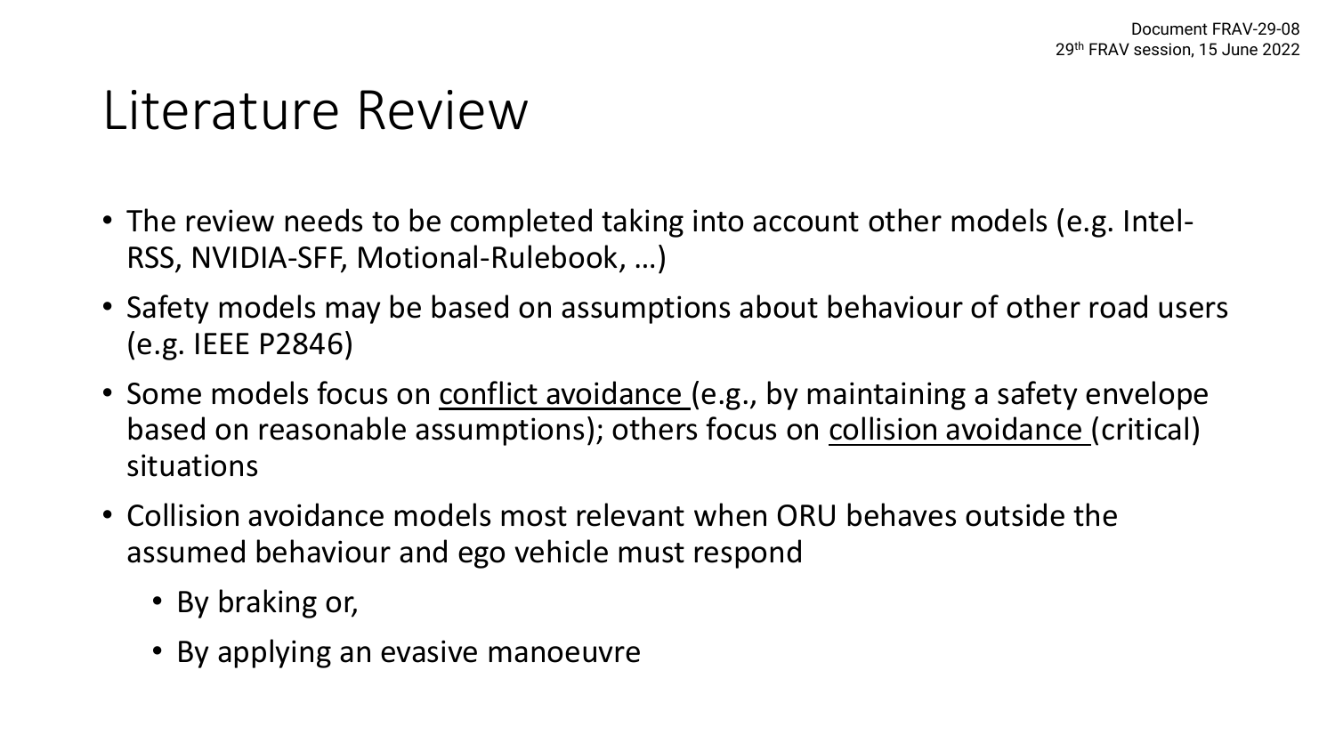# Literature Review

- The review needs to be completed taking into account other models (e.g. Intel-RSS, NVIDIA-SFF, Motional-Rulebook, …)
- Safety models may be based on assumptions about behaviour of other road users (e.g. IEEE P2846)
- Some models focus on conflict avoidance (e.g., by maintaining a safety envelope based on reasonable assumptions); others focus on collision avoidance (critical) situations
- Collision avoidance models most relevant when ORU behaves outside the assumed behaviour and ego vehicle must respond
  - By braking or,
  - By applying an evasive manoeuvre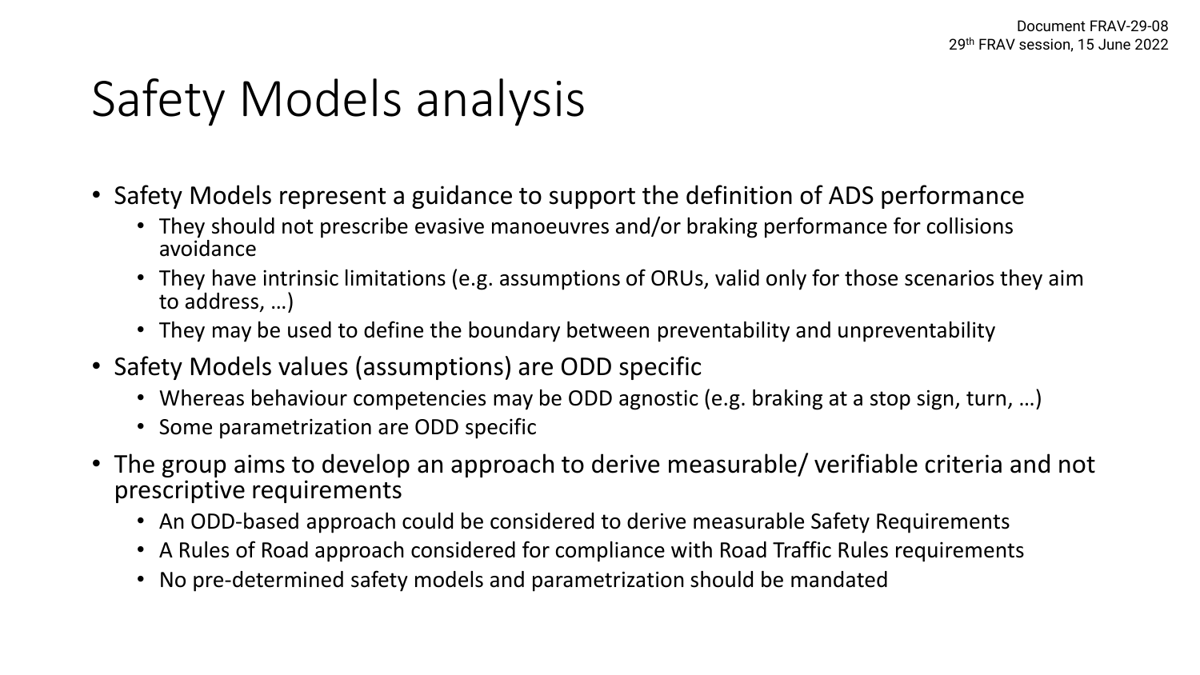# Safety Models analysis

- Safety Models represent a guidance to support the definition of ADS performance
  - They should not prescribe evasive manoeuvres and/or braking performance for collisions avoidance
  - They have intrinsic limitations (e.g. assumptions of ORUs, valid only for those scenarios they aim to address, …)
  - They may be used to define the boundary between preventability and unpreventability
- Safety Models values (assumptions) are ODD specific
  - Whereas behaviour competencies may be ODD agnostic (e.g. braking at a stop sign, turn, …)
  - Some parametrization are ODD specific
- The group aims to develop an approach to derive measurable/ verifiable criteria and not prescriptive requirements
  - An ODD-based approach could be considered to derive measurable Safety Requirements
  - A Rules of Road approach considered for compliance with Road Traffic Rules requirements
  - No pre-determined safety models and parametrization should be mandated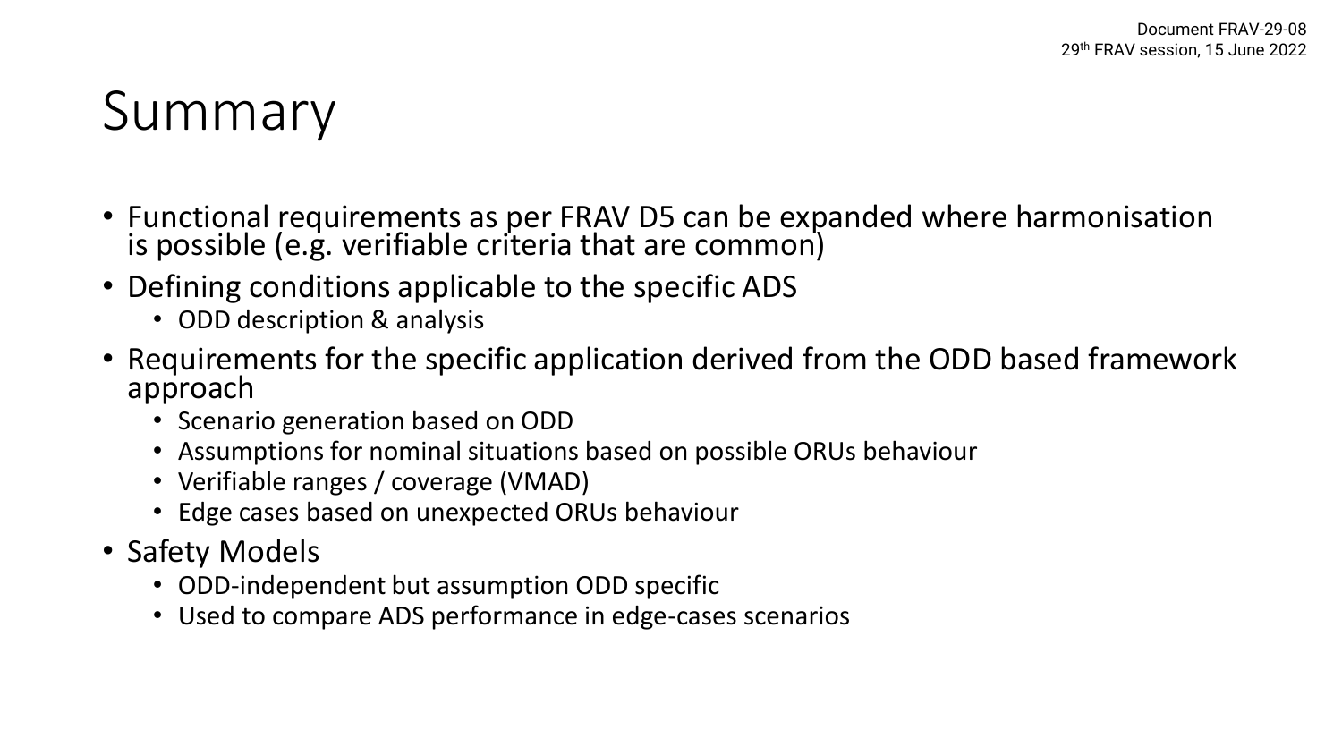# Summary

- Functional requirements as per FRAV D5 can be expanded where harmonisation is possible (e.g. verifiable criteria that are common)
- Defining conditions applicable to the specific ADS
  - ODD description & analysis
- Requirements for the specific application derived from the ODD based framework approach
  - Scenario generation based on ODD
  - Assumptions for nominal situations based on possible ORUs behaviour
  - Verifiable ranges / coverage (VMAD)
  - Edge cases based on unexpected ORUs behaviour
- Safety Models
  - ODD-independent but assumption ODD specific
  - Used to compare ADS performance in edge-cases scenarios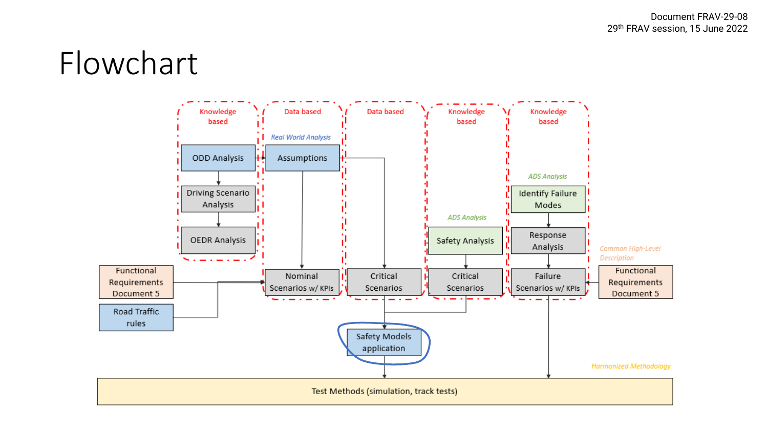# Flowchart

Knowledge based

ODD Analysis

Driving Scenario Analysis

OEDR Analysis

Data based

*Real World Analysis*

Assumptions

Nominal Scenarios w/ KPIs

Data based

Critical Scenarios

Knowledge based

*ADS Analysis*

Safety Analysis

Critical Scenarios

Knowledge based

*ADS Analysis*

Identify Failure Modes

Response Analysis

Failure Scenarios w/ KPIs

Functional Requirements Document 5

Road Traffic rules

*Common High-Level Description*

Functional Requirements Document 5

Safety Models application

*Harmonized Methodology*

Test Methods (simulation, track tests)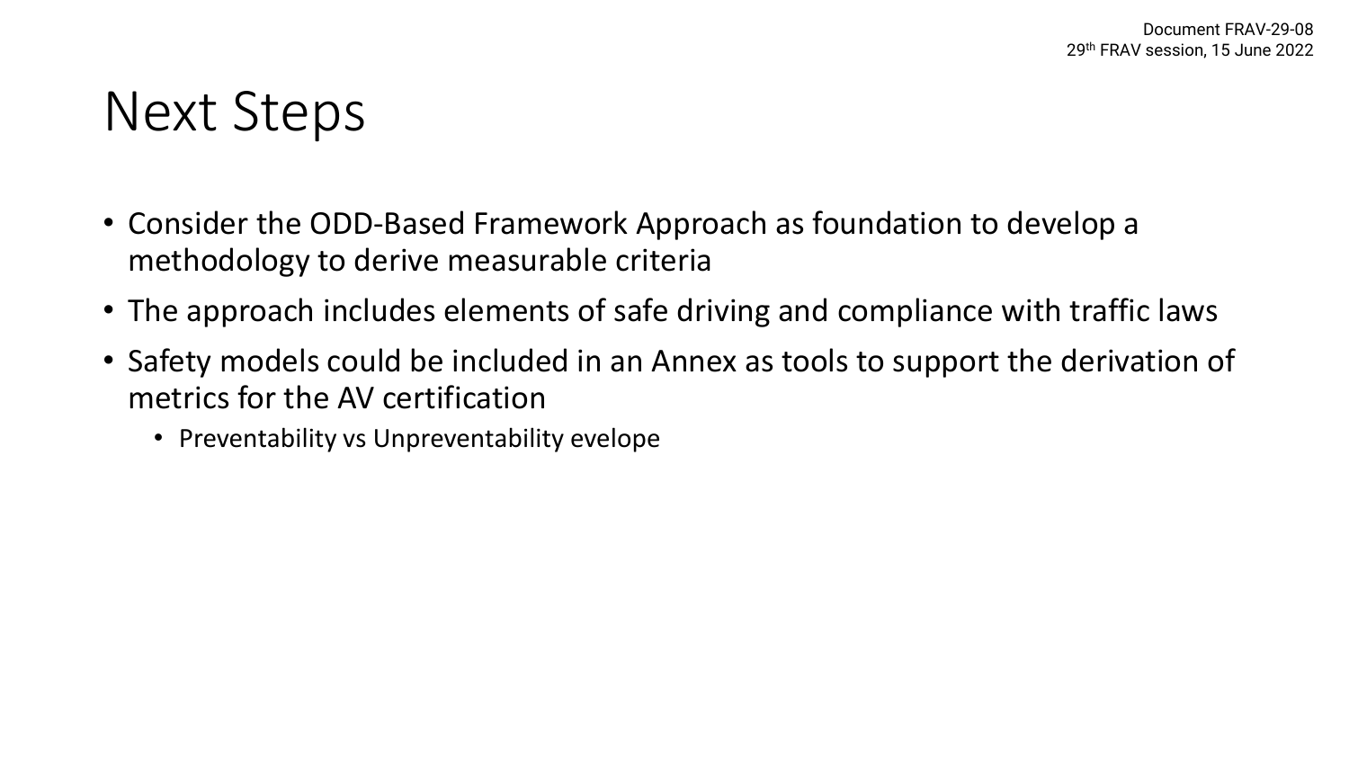# Next Steps

- Consider the ODD-Based Framework Approach as foundation to develop a methodology to derive measurable criteria
- The approach includes elements of safe driving and compliance with traffic laws
- Safety models could be included in an Annex as tools to support the derivation of metrics for the AV certification
  - Preventability vs Unpreventability evelope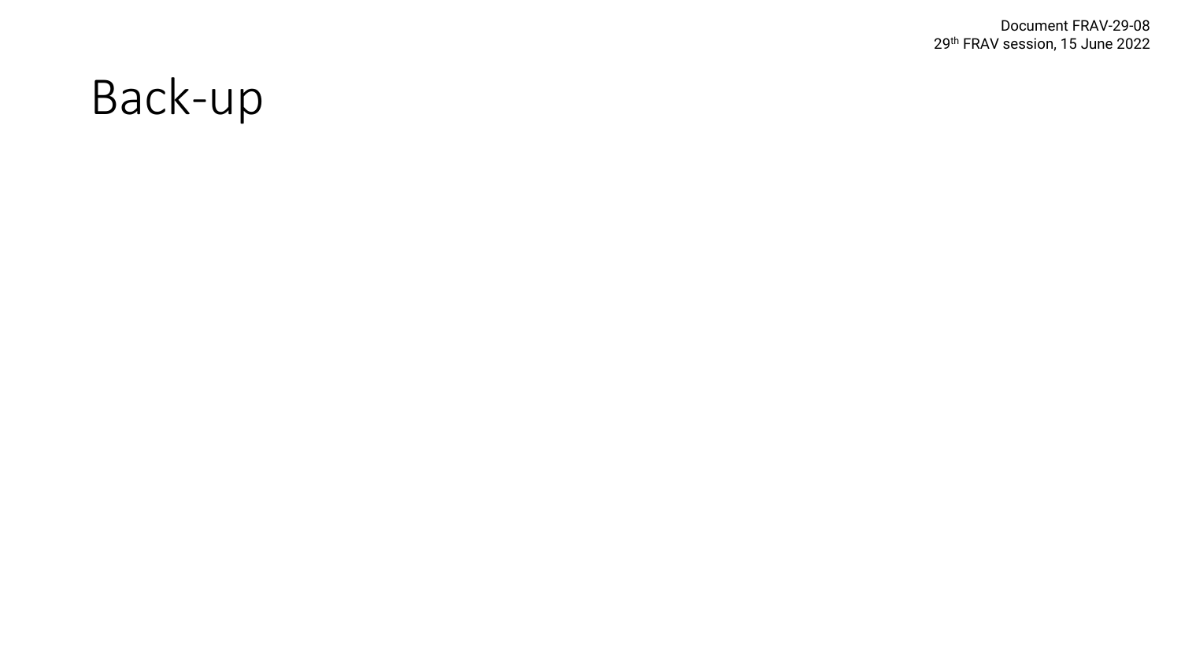# Back-up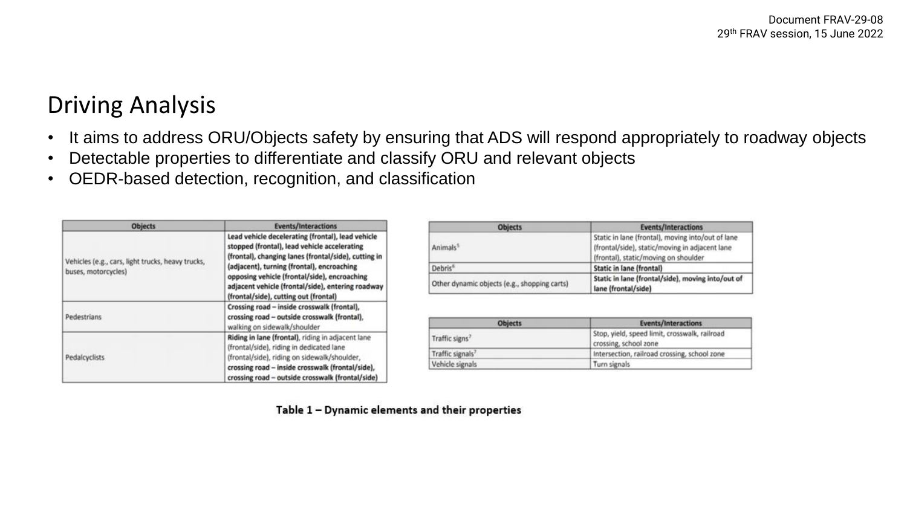## Driving Analysis

- It aims to address ORU/Objects safety by ensuring that ADS will respond appropriately to roadway objects
- Detectable properties to differentiate and classify ORU and relevant objects
- OEDR-based detection, recognition, and classification

| Objects | Events/Interactions |
|---|---|
| Vehicles (e.g., cars, light trucks, heavy trucks, buses, motorcycles) | **Lead vehicle decelerating (frontal), lead vehicle stopped (frontal), lead vehicle accelerating (frontal), changing lanes (frontal/side), cutting in (adjacent), turning (frontal), encroaching opposing vehicle (frontal/side), encroaching adjacent vehicle (frontal/side), entering roadway (frontal/side), cutting out (frontal)** |
| Pedestrians | **Crossing road – inside crosswalk (frontal), crossing road – outside crosswalk (frontal),** walking on sidewalk/shoulder |
| Pedalcyclists | **Riding in lane (frontal)**, riding in adjacent lane (frontal/side), riding in dedicated lane (frontal/side), riding on sidewalk/shoulder, **crossing road – inside crosswalk (frontal/side), crossing road – outside crosswalk (frontal/side)** |

| Objects | Events/Interactions |
|---|---|
| Animals[5] | Static in lane (frontal), moving into/out of lane (frontal/side), static/moving in adjacent lane (frontal), static/moving on shoulder |
| Debris[6] | **Static in lane (frontal)** |
| Other dynamic objects (e.g., shopping carts) | **Static in lane (frontal/side), moving into/out of lane (frontal/side)** |

| Objects | Events/Interactions |
|---|---|
| Traffic signs[7] | Stop, yield, speed limit, crosswalk, railroad crossing, school zone |
| Traffic signals[7] | Intersection, railroad crossing, school zone |
| Vehicle signals | Turn signals |

**Table 1 – Dynamic elements and their properties**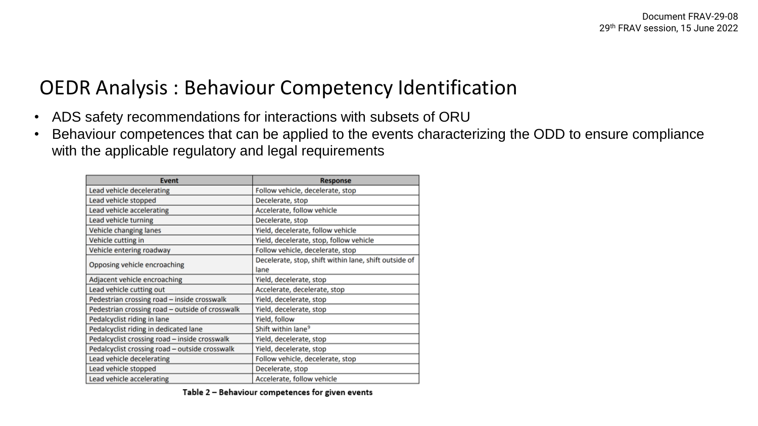# OEDR Analysis : Behaviour Competency Identification

- ADS safety recommendations for interactions with subsets of ORU
- Behaviour competences that can be applied to the events characterizing the ODD to ensure compliance with the applicable regulatory and legal requirements

| Event | Response |
|---|---|
| Lead vehicle decelerating | Follow vehicle, decelerate, stop |
| Lead vehicle stopped | Decelerate, stop |
| Lead vehicle accelerating | Accelerate, follow vehicle |
| Lead vehicle turning | Decelerate, stop |
| Vehicle changing lanes | Yield, decelerate, follow vehicle |
| Vehicle cutting in | Yield, decelerate, stop, follow vehicle |
| Vehicle entering roadway | Follow vehicle, decelerate, stop |
| Opposing vehicle encroaching | Decelerate, stop, shift within lane, shift outside of lane |
| Adjacent vehicle encroaching | Yield, decelerate, stop |
| Lead vehicle cutting out | Accelerate, decelerate, stop |
| Pedestrian crossing road – inside crosswalk | Yield, decelerate, stop |
| Pedestrian crossing road – outside of crosswalk | Yield, decelerate, stop |
| Pedalcyclist riding in lane | Yield, follow |
| Pedalcyclist riding in dedicated lane | Shift within lane[9] |
| Pedalcyclist crossing road – inside crosswalk | Yield, decelerate, stop |
| Pedalcyclist crossing road – outside crosswalk | Yield, decelerate, stop |
| Lead vehicle decelerating | Follow vehicle, decelerate, stop |
| Lead vehicle stopped | Decelerate, stop |
| Lead vehicle accelerating | Accelerate, follow vehicle |

**Table 2 – Behaviour competences for given events**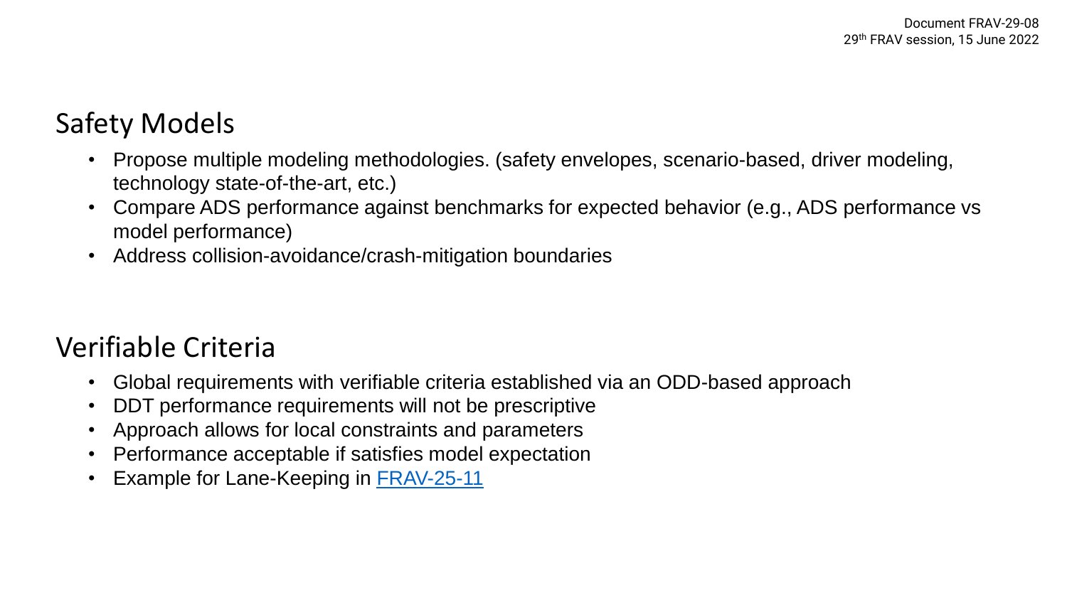## Safety Models

- Propose multiple modeling methodologies. (safety envelopes, scenario-based, driver modeling, technology state-of-the-art, etc.)
- Compare ADS performance against benchmarks for expected behavior (e.g., ADS performance vs model performance)
- Address collision-avoidance/crash-mitigation boundaries

## Verifiable Criteria

- Global requirements with verifiable criteria established via an ODD-based approach
- DDT performance requirements will not be prescriptive
- Approach allows for local constraints and parameters
- Performance acceptable if satisfies model expectation
- Example for Lane-Keeping in FRAV-25-11